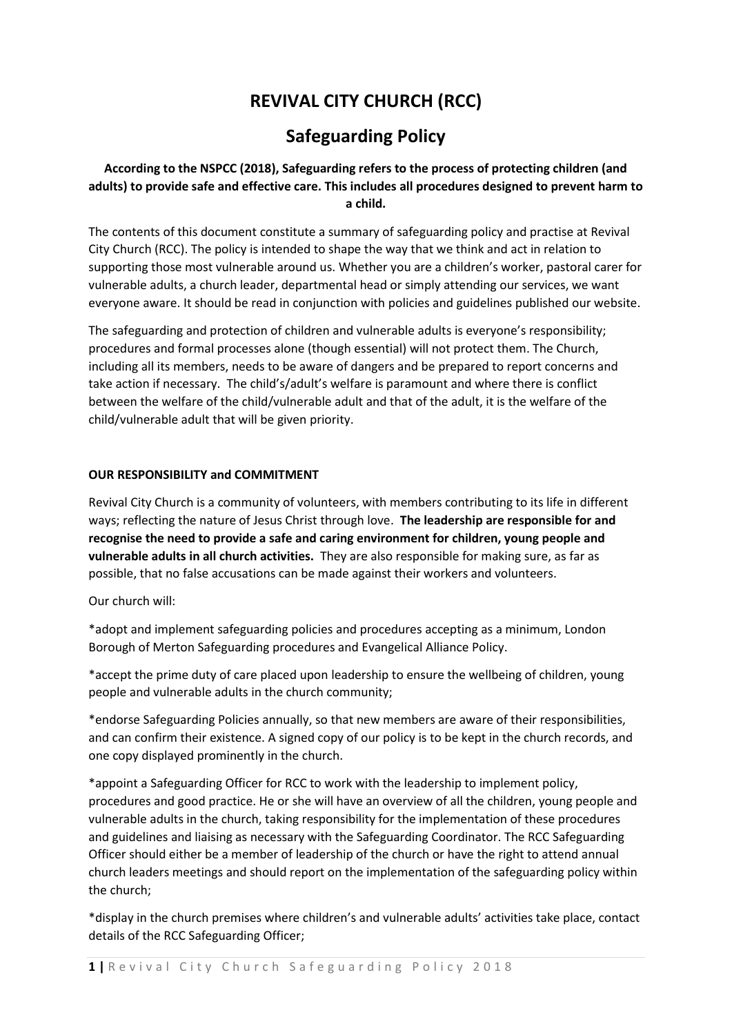# REVIVAL CITY CHURCH (RCC)

## Safeguarding Policy

**According to the NSPCC (2018), Safeguarding refers to the process of protecting children (and adults) to provide safe and effective care. This includes all procedures designed to prevent harm to a child.**

The contents of this document constitute a summary of safeguarding policy and practise at Revival City Church (RCC). The policy is intended to shape the way that we think and act in relation to supporting those most vulnerable around us. Whether you are a children's worker, pastoral carer for vulnerable adults, a church leader, departmental head or simply attending our services, we want everyone aware. It should be read in conjunction with policies and guidelines published our website.

The safeguarding and protection of children and vulnerable adults is everyone's responsibility; procedures and formal processes alone (though essential) will not protect them. The Church, including all its members, needs to be aware of dangers and be prepared to report concerns and take action if necessary. The child's/adult's welfare is paramount and where there is conflict between the welfare of the child/vulnerable adult and that of the adult, it is the welfare of the child/vulnerable adult that will be given priority.

**OUR RESPONSIBILITY and COMMITMENT**

Revival City Church is a community of volunteers, with members contributing to its life in different ways; reflecting the nature of Jesus Christ through love. **The leadership are responsible for and recognise the need to provide a safe and caring environment for children, young people and vulnerable adults in all church activities.** They are also responsible for making sure, as far as possible, that no false accusations can be made against their workers and volunteers.

Our church will:

*adopt and implement safeguarding policies and procedures accepting as a minimum, London Borough of Merton Safeguarding procedures and Evangelical Alliance Policy.

*accept the prime duty of care placed upon leadership to ensure the wellbeing of children, young people and vulnerable adults in the church community;

*endorse Safeguarding Policies annually, so that new members are aware of their responsibilities, and can confirm their existence. A signed copy of our policy is to be kept in the church records, and one copy displayed prominently in the church.

*appoint a Safeguarding Officer for RCC to work with the leadership to implement policy, procedures and good practice. He or she will have an overview of all the children, young people and vulnerable adults in the church, taking responsibility for the implementation of these procedures and guidelines and liaising as necessary with the Safeguarding Coordinator. The RCC Safeguarding Officer should either be a member of leadership of the church or have the right to attend annual church leaders meetings and should report on the implementation of the safeguarding policy within the church;

*display in the church premises where children's and vulnerable adults' activities take place, contact details of the RCC Safeguarding Officer;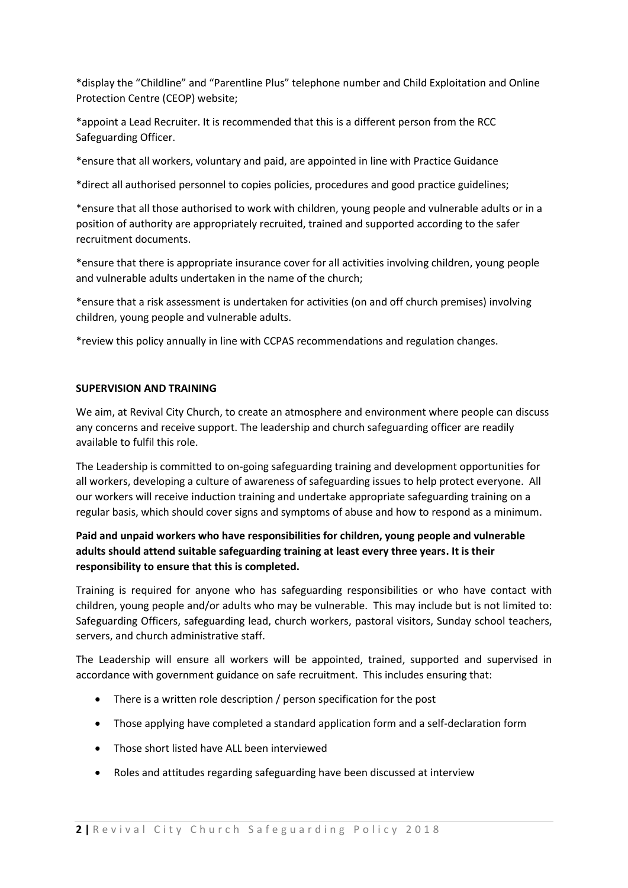*display the "Childline" and "Parentline Plus" telephone number and Child Exploitation and Online Protection Centre (CEOP) website;

*appoint a Lead Recruiter. It is recommended that this is a different person from the RCC Safeguarding Officer.

*ensure that all workers, voluntary and paid, are appointed in line with Practice Guidance

*direct all authorised personnel to copies policies, procedures and good practice guidelines;

*ensure that all those authorised to work with children, young people and vulnerable adults or in a position of authority are appropriately recruited, trained and supported according to the safer recruitment documents.

*ensure that there is appropriate insurance cover for all activities involving children, young people and vulnerable adults undertaken in the name of the church;

*ensure that a risk assessment is undertaken for activities (on and off church premises) involving children, young people and vulnerable adults.

*review this policy annually in line with CCPAS recommendations and regulation changes.

**SUPERVISION AND TRAINING**

We aim, at Revival City Church, to create an atmosphere and environment where people can discuss any concerns and receive support. The leadership and church safeguarding officer are readily available to fulfil this role.

The Leadership is committed to on-going safeguarding training and development opportunities for all workers, developing a culture of awareness of safeguarding issues to help protect everyone. All our workers will receive induction training and undertake appropriate safeguarding training on a regular basis, which should cover signs and symptoms of abuse and how to respond as a minimum.

**Paid and unpaid workers who have responsibilities for children, young people and vulnerable adults should attend suitable safeguarding training at least every three years. It is their responsibility to ensure that this is completed.**

Training is required for anyone who has safeguarding responsibilities or who have contact with children, young people and/or adults who may be vulnerable. This may include but is not limited to: Safeguarding Officers, safeguarding lead, church workers, pastoral visitors, Sunday school teachers, servers, and church administrative staff.

The Leadership will ensure all workers will be appointed, trained, supported and supervised in accordance with government guidance on safe recruitment. This includes ensuring that:

- There is a written role description / person specification for the post
- Those applying have completed a standard application form and a self-declaration form
- Those short listed have ALL been interviewed
- Roles and attitudes regarding safeguarding have been discussed at interview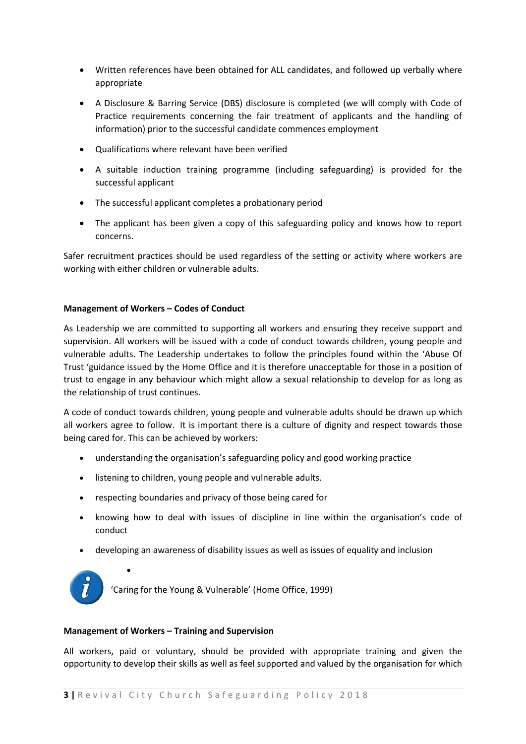- Written references have been obtained for ALL candidates, and followed up verbally where appropriate
- A Disclosure & Barring Service (DBS) disclosure is completed (we will comply with Code of Practice requirements concerning the fair treatment of applicants and the handling of information) prior to the successful candidate commences employment
- Qualifications where relevant have been verified
- A suitable induction training programme (including safeguarding) is provided for the successful applicant
- The successful applicant completes a probationary period
- The applicant has been given a copy of this safeguarding policy and knows how to report concerns.

Safer recruitment practices should be used regardless of the setting or activity where workers are working with either children or vulnerable adults.

**Management of Workers – Codes of Conduct**

As Leadership we are committed to supporting all workers and ensuring they receive support and supervision. All workers will be issued with a code of conduct towards children, young people and vulnerable adults. The Leadership undertakes to follow the principles found within the 'Abuse Of Trust 'guidance issued by the Home Office and it is therefore unacceptable for those in a position of trust to engage in any behaviour which might allow a sexual relationship to develop for as long as the relationship of trust continues.

A code of conduct towards children, young people and vulnerable adults should be drawn up which all workers agree to follow. It is important there is a culture of dignity and respect towards those being cared for. This can be achieved by workers:

- understanding the organisation's safeguarding policy and good working practice
- listening to children, young people and vulnerable adults.
- respecting boundaries and privacy of those being cared for
- knowing how to deal with issues of discipline in line within the organisation's code of conduct
- developing an awareness of disability issues as well as issues of equality and inclusion

'Caring for the Young & Vulnerable' (Home Office, 1999)

**Management of Workers – Training and Supervision**

All workers, paid or voluntary, should be provided with appropriate training and given the opportunity to develop their skills as well as feel supported and valued by the organisation for which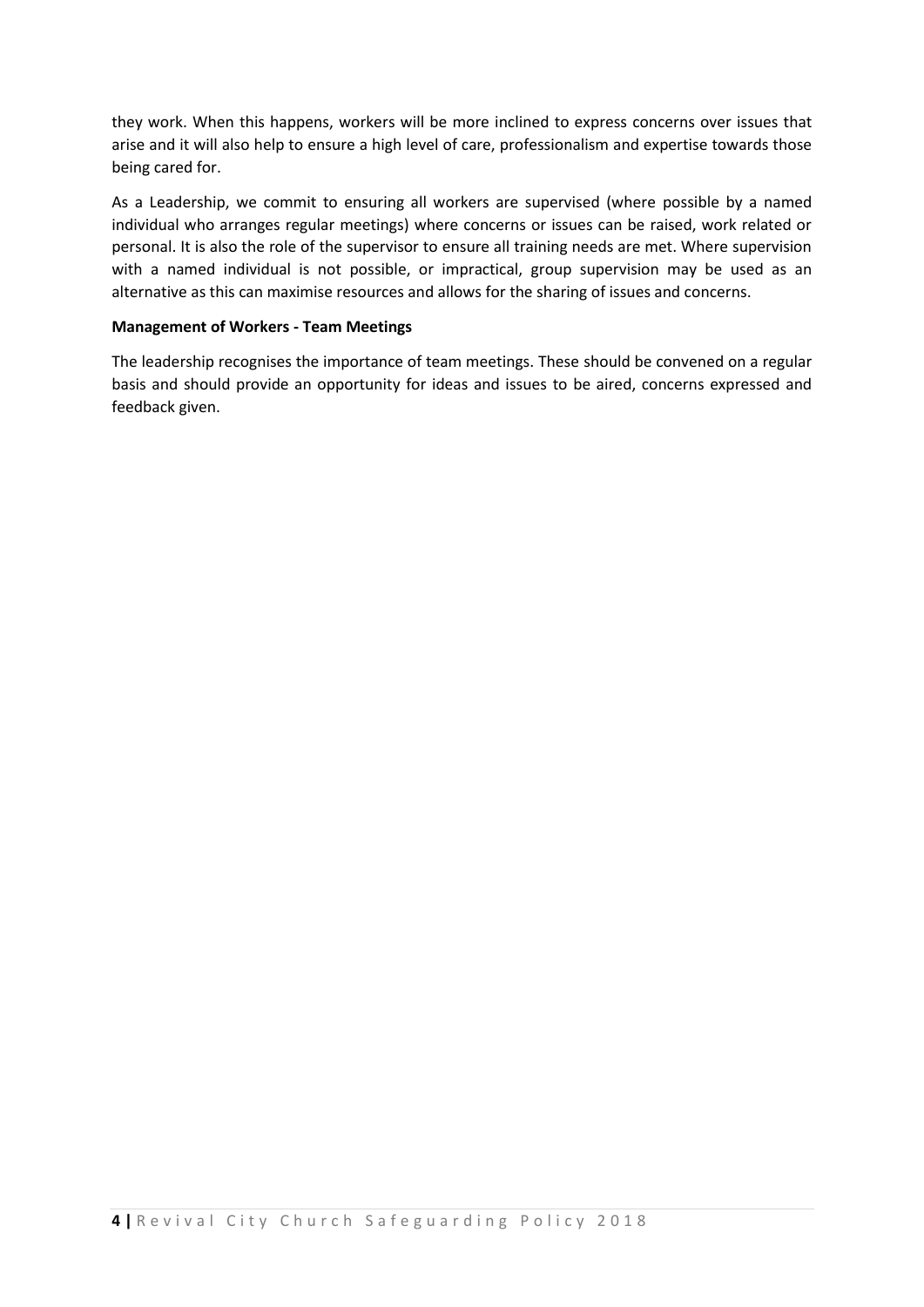they work. When this happens, workers will be more inclined to express concerns over issues that arise and it will also help to ensure a high level of care, professionalism and expertise towards those being cared for.

As a Leadership, we commit to ensuring all workers are supervised (where possible by a named individual who arranges regular meetings) where concerns or issues can be raised, work related or personal. It is also the role of the supervisor to ensure all training needs are met. Where supervision with a named individual is not possible, or impractical, group supervision may be used as an alternative as this can maximise resources and allows for the sharing of issues and concerns.

**Management of Workers - Team Meetings**

The leadership recognises the importance of team meetings. These should be convened on a regular basis and should provide an opportunity for ideas and issues to be aired, concerns expressed and feedback given.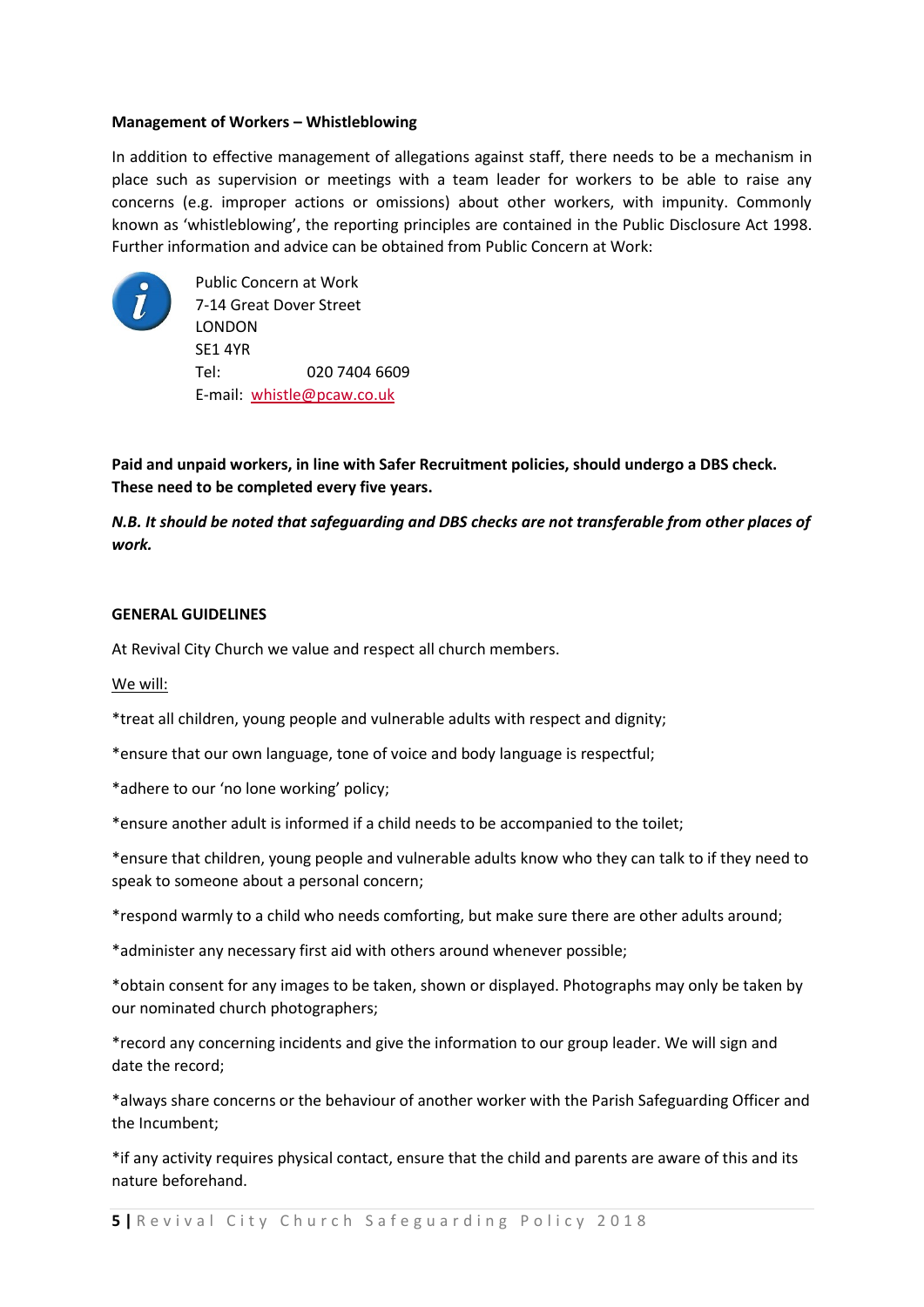**Management of Workers – Whistleblowing**

In addition to effective management of allegations against staff, there needs to be a mechanism in place such as supervision or meetings with a team leader for workers to be able to raise any concerns (e.g. improper actions or omissions) about other workers, with impunity. Commonly known as 'whistleblowing', the reporting principles are contained in the Public Disclosure Act 1998. Further information and advice can be obtained from Public Concern at Work:

Public Concern at Work
7-14 Great Dover Street
LONDON
SE1 4YR
Tel: 020 7404 6609
E-mail: whistle@pcaw.co.uk

**Paid and unpaid workers, in line with Safer Recruitment policies, should undergo a DBS check. These need to be completed every five years.**

***N.B. It should be noted that safeguarding and DBS checks are not transferable from other places of work.***

**GENERAL GUIDELINES**

At Revival City Church we value and respect all church members.

We will:

*treat all children, young people and vulnerable adults with respect and dignity;

*ensure that our own language, tone of voice and body language is respectful;

*adhere to our 'no lone working' policy;

*ensure another adult is informed if a child needs to be accompanied to the toilet;

*ensure that children, young people and vulnerable adults know who they can talk to if they need to speak to someone about a personal concern;

*respond warmly to a child who needs comforting, but make sure there are other adults around;

*administer any necessary first aid with others around whenever possible;

*obtain consent for any images to be taken, shown or displayed. Photographs may only be taken by our nominated church photographers;

*record any concerning incidents and give the information to our group leader. We will sign and date the record;

*always share concerns or the behaviour of another worker with the Parish Safeguarding Officer and the Incumbent;

*if any activity requires physical contact, ensure that the child and parents are aware of this and its nature beforehand.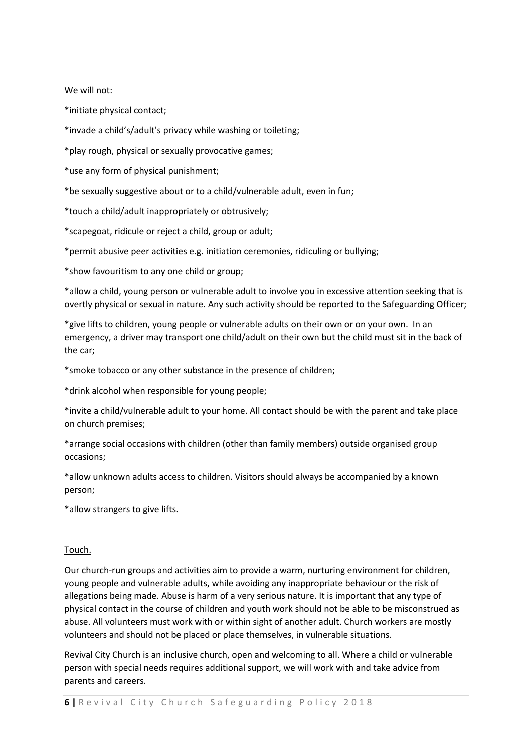We will not:

*initiate physical contact;

*invade a child's/adult's privacy while washing or toileting;

*play rough, physical or sexually provocative games;

*use any form of physical punishment;

*be sexually suggestive about or to a child/vulnerable adult, even in fun;

*touch a child/adult inappropriately or obtrusively;

*scapegoat, ridicule or reject a child, group or adult;

*permit abusive peer activities e.g. initiation ceremonies, ridiculing or bullying;

*show favouritism to any one child or group;

*allow a child, young person or vulnerable adult to involve you in excessive attention seeking that is overtly physical or sexual in nature. Any such activity should be reported to the Safeguarding Officer;

*give lifts to children, young people or vulnerable adults on their own or on your own. In an emergency, a driver may transport one child/adult on their own but the child must sit in the back of the car;

*smoke tobacco or any other substance in the presence of children;

*drink alcohol when responsible for young people;

*invite a child/vulnerable adult to your home. All contact should be with the parent and take place on church premises;

*arrange social occasions with children (other than family members) outside organised group occasions;

*allow unknown adults access to children. Visitors should always be accompanied by a known person;

*allow strangers to give lifts.

Touch.

Our church-run groups and activities aim to provide a warm, nurturing environment for children, young people and vulnerable adults, while avoiding any inappropriate behaviour or the risk of allegations being made. Abuse is harm of a very serious nature. It is important that any type of physical contact in the course of children and youth work should not be able to be misconstrued as abuse. All volunteers must work with or within sight of another adult. Church workers are mostly volunteers and should not be placed or place themselves, in vulnerable situations.

Revival City Church is an inclusive church, open and welcoming to all. Where a child or vulnerable person with special needs requires additional support, we will work with and take advice from parents and careers.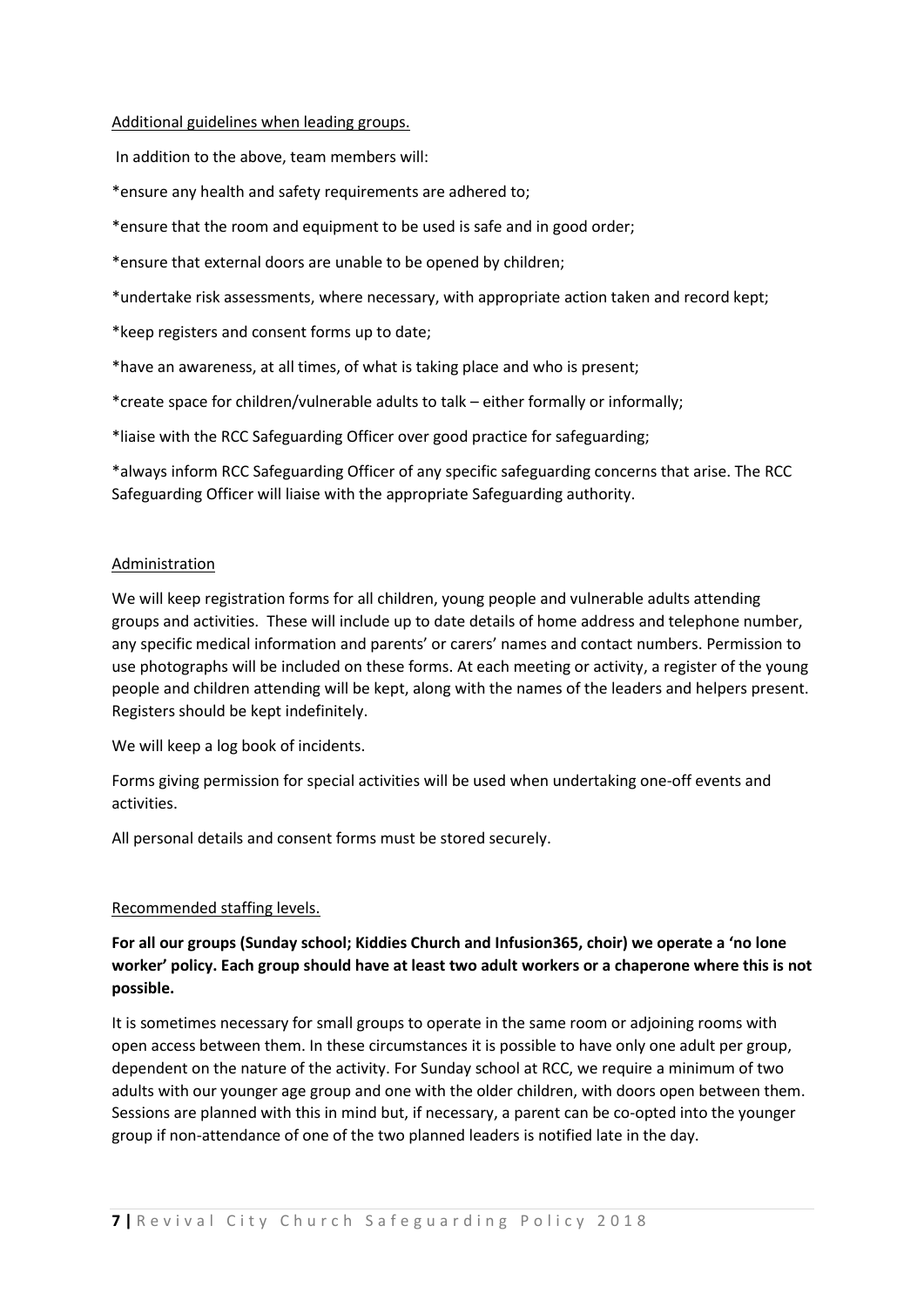Additional guidelines when leading groups.

In addition to the above, team members will:

*ensure any health and safety requirements are adhered to;

*ensure that the room and equipment to be used is safe and in good order;

*ensure that external doors are unable to be opened by children;

*undertake risk assessments, where necessary, with appropriate action taken and record kept;

*keep registers and consent forms up to date;

*have an awareness, at all times, of what is taking place and who is present;

*create space for children/vulnerable adults to talk – either formally or informally;

*liaise with the RCC Safeguarding Officer over good practice for safeguarding;

*always inform RCC Safeguarding Officer of any specific safeguarding concerns that arise. The RCC Safeguarding Officer will liaise with the appropriate Safeguarding authority.

Administration

We will keep registration forms for all children, young people and vulnerable adults attending groups and activities. These will include up to date details of home address and telephone number, any specific medical information and parents' or carers' names and contact numbers. Permission to use photographs will be included on these forms. At each meeting or activity, a register of the young people and children attending will be kept, along with the names of the leaders and helpers present. Registers should be kept indefinitely.

We will keep a log book of incidents.

Forms giving permission for special activities will be used when undertaking one-off events and activities.

All personal details and consent forms must be stored securely.

Recommended staffing levels.

**For all our groups (Sunday school; Kiddies Church and Infusion365, choir) we operate a 'no lone worker' policy. Each group should have at least two adult workers or a chaperone where this is not possible.**

It is sometimes necessary for small groups to operate in the same room or adjoining rooms with open access between them. In these circumstances it is possible to have only one adult per group, dependent on the nature of the activity. For Sunday school at RCC, we require a minimum of two adults with our younger age group and one with the older children, with doors open between them. Sessions are planned with this in mind but, if necessary, a parent can be co-opted into the younger group if non-attendance of one of the two planned leaders is notified late in the day.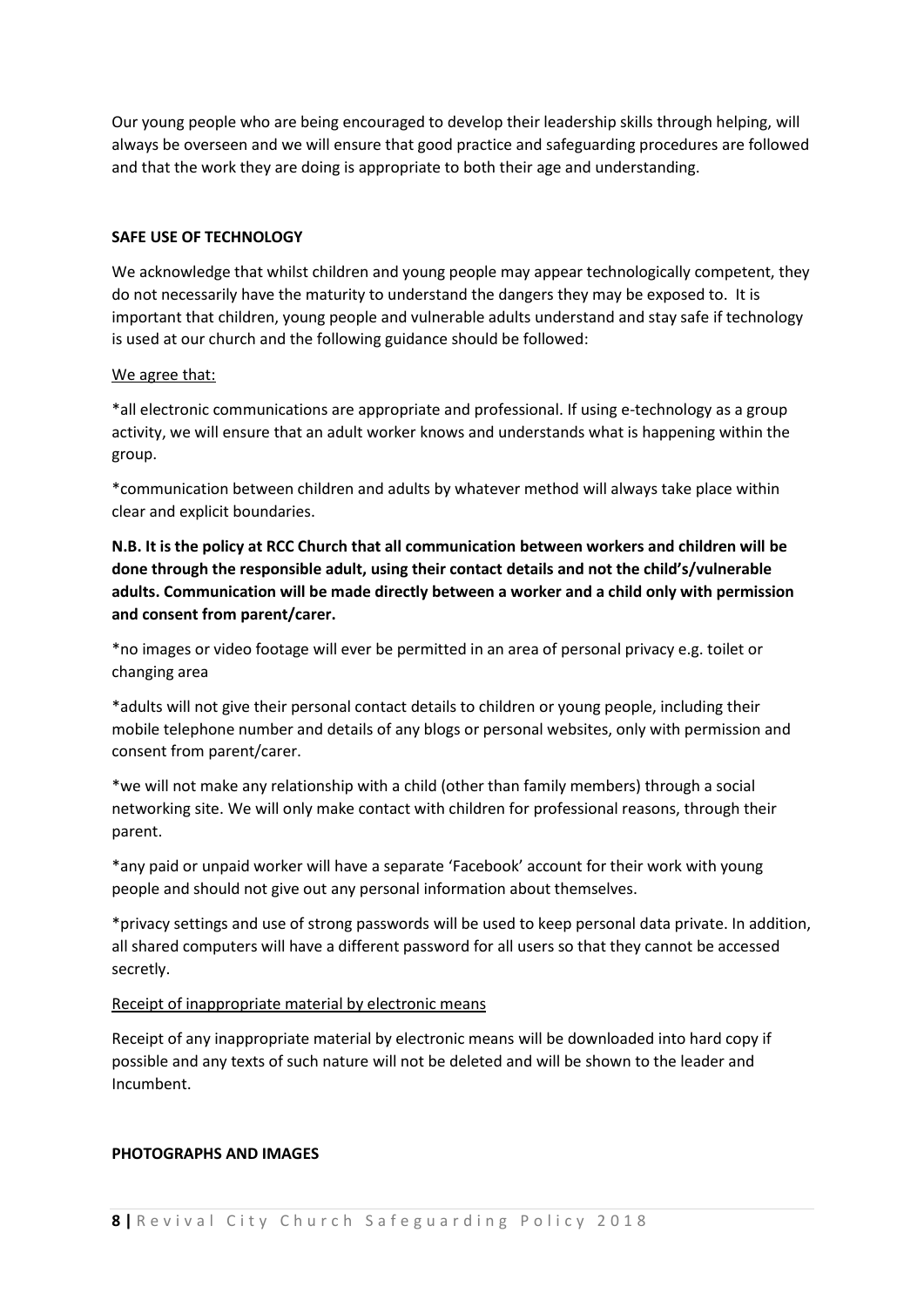Our young people who are being encouraged to develop their leadership skills through helping, will always be overseen and we will ensure that good practice and safeguarding procedures are followed and that the work they are doing is appropriate to both their age and understanding.

## SAFE USE OF TECHNOLOGY

We acknowledge that whilst children and young people may appear technologically competent, they do not necessarily have the maturity to understand the dangers they may be exposed to. It is important that children, young people and vulnerable adults understand and stay safe if technology is used at our church and the following guidance should be followed:

<u>We agree that:</u>

*all electronic communications are appropriate and professional. If using e-technology as a group activity, we will ensure that an adult worker knows and understands what is happening within the group.

*communication between children and adults by whatever method will always take place within clear and explicit boundaries.

**N.B. It is the policy at RCC Church that all communication between workers and children will be done through the responsible adult, using their contact details and not the child's/vulnerable adults. Communication will be made directly between a worker and a child only with permission and consent from parent/carer.**

*no images or video footage will ever be permitted in an area of personal privacy e.g. toilet or changing area

*adults will not give their personal contact details to children or young people, including their mobile telephone number and details of any blogs or personal websites, only with permission and consent from parent/carer.

*we will not make any relationship with a child (other than family members) through a social networking site. We will only make contact with children for professional reasons, through their parent.

*any paid or unpaid worker will have a separate 'Facebook' account for their work with young people and should not give out any personal information about themselves.

*privacy settings and use of strong passwords will be used to keep personal data private. In addition, all shared computers will have a different password for all users so that they cannot be accessed secretly.

<u>Receipt of inappropriate material by electronic means</u>

Receipt of any inappropriate material by electronic means will be downloaded into hard copy if possible and any texts of such nature will not be deleted and will be shown to the leader and Incumbent.

## PHOTOGRAPHS AND IMAGES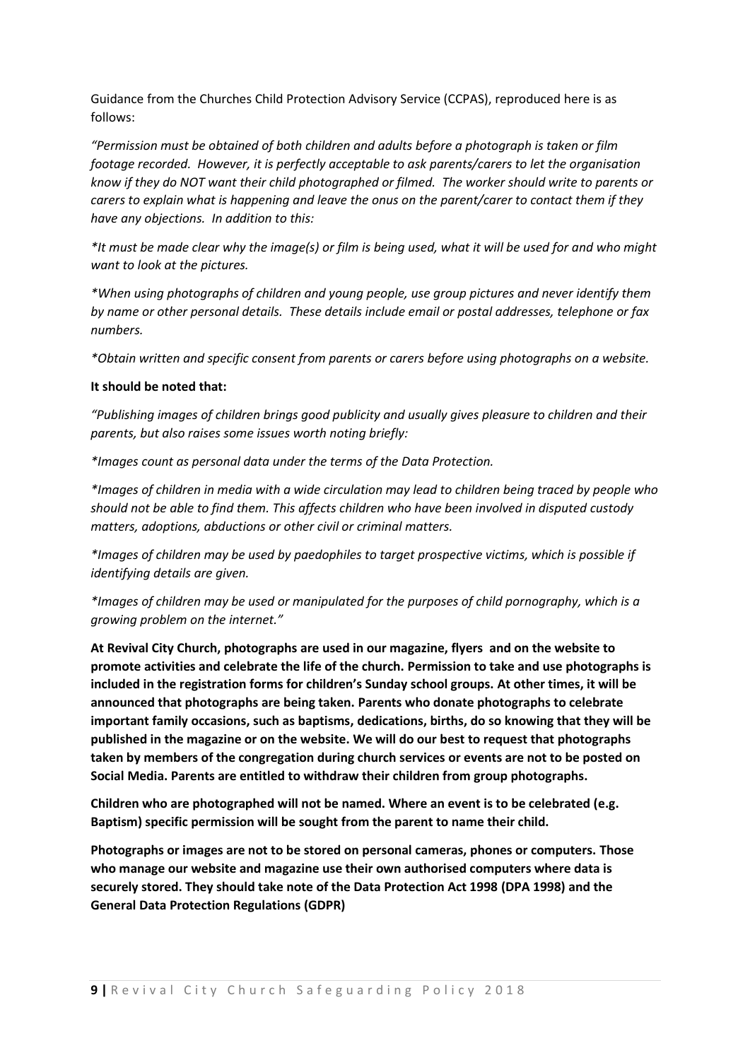Guidance from the Churches Child Protection Advisory Service (CCPAS), reproduced here is as follows:

*"Permission must be obtained of both children and adults before a photograph is taken or film footage recorded. However, it is perfectly acceptable to ask parents/carers to let the organisation know if they do NOT want their child photographed or filmed. The worker should write to parents or carers to explain what is happening and leave the onus on the parent/carer to contact them if they have any objections. In addition to this:*

**It must be made clear why the image(s) or film is being used, what it will be used for and who might want to look at the pictures.*

**When using photographs of children and young people, use group pictures and never identify them by name or other personal details. These details include email or postal addresses, telephone or fax numbers.*

**Obtain written and specific consent from parents or carers before using photographs on a website.*

**It should be noted that:**

*"Publishing images of children brings good publicity and usually gives pleasure to children and their parents, but also raises some issues worth noting briefly:*

**Images count as personal data under the terms of the Data Protection.*

**Images of children in media with a wide circulation may lead to children being traced by people who should not be able to find them. This affects children who have been involved in disputed custody matters, adoptions, abductions or other civil or criminal matters.*

**Images of children may be used by paedophiles to target prospective victims, which is possible if identifying details are given.*

**Images of children may be used or manipulated for the purposes of child pornography, which is a growing problem on the internet."*

**At Revival City Church, photographs are used in our magazine, flyers and on the website to promote activities and celebrate the life of the church. Permission to take and use photographs is included in the registration forms for children's Sunday school groups. At other times, it will be announced that photographs are being taken. Parents who donate photographs to celebrate important family occasions, such as baptisms, dedications, births, do so knowing that they will be published in the magazine or on the website. We will do our best to request that photographs taken by members of the congregation during church services or events are not to be posted on Social Media. Parents are entitled to withdraw their children from group photographs.**

**Children who are photographed will not be named. Where an event is to be celebrated (e.g. Baptism) specific permission will be sought from the parent to name their child.**

**Photographs or images are not to be stored on personal cameras, phones or computers. Those who manage our website and magazine use their own authorised computers where data is securely stored. They should take note of the Data Protection Act 1998 (DPA 1998) and the General Data Protection Regulations (GDPR)**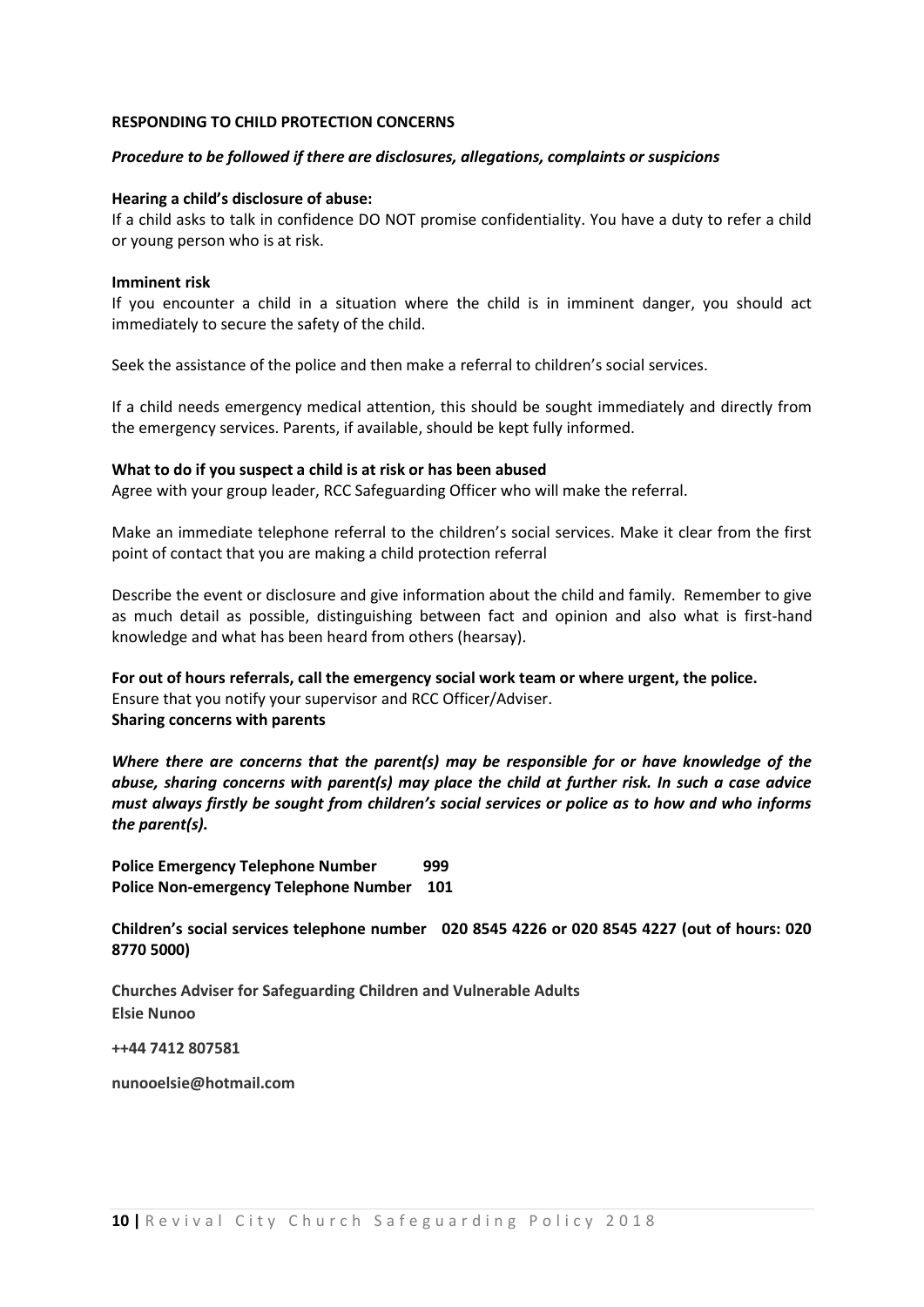**RESPONDING TO CHILD PROTECTION CONCERNS**

***Procedure to be followed if there are disclosures, allegations, complaints or suspicions***

**Hearing a child's disclosure of abuse:**
If a child asks to talk in confidence DO NOT promise confidentiality. You have a duty to refer a child or young person who is at risk.

**Imminent risk**
If you encounter a child in a situation where the child is in imminent danger, you should act immediately to secure the safety of the child.

Seek the assistance of the police and then make a referral to children's social services.

If a child needs emergency medical attention, this should be sought immediately and directly from the emergency services. Parents, if available, should be kept fully informed.

**What to do if you suspect a child is at risk or has been abused**
Agree with your group leader, RCC Safeguarding Officer who will make the referral.

Make an immediate telephone referral to the children's social services. Make it clear from the first point of contact that you are making a child protection referral

Describe the event or disclosure and give information about the child and family. Remember to give as much detail as possible, distinguishing between fact and opinion and also what is first-hand knowledge and what has been heard from others (hearsay).

**For out of hours referrals, call the emergency social work team or where urgent, the police.**
Ensure that you notify your supervisor and RCC Officer/Adviser.
**Sharing concerns with parents**

***Where there are concerns that the parent(s) may be responsible for or have knowledge of the abuse, sharing concerns with parent(s) may place the child at further risk. In such a case advice must always firstly be sought from children's social services or police as to how and who informs the parent(s).***

**Police Emergency Telephone Number 999**
**Police Non-emergency Telephone Number 101**

**Children's social services telephone number 020 8545 4226 or 020 8545 4227 (out of hours: 020 8770 5000)**

**Churches Adviser for Safeguarding Children and Vulnerable Adults**
**Elsie Nunoo**

**++44 7412 807581**

**nunooelsie@hotmail.com**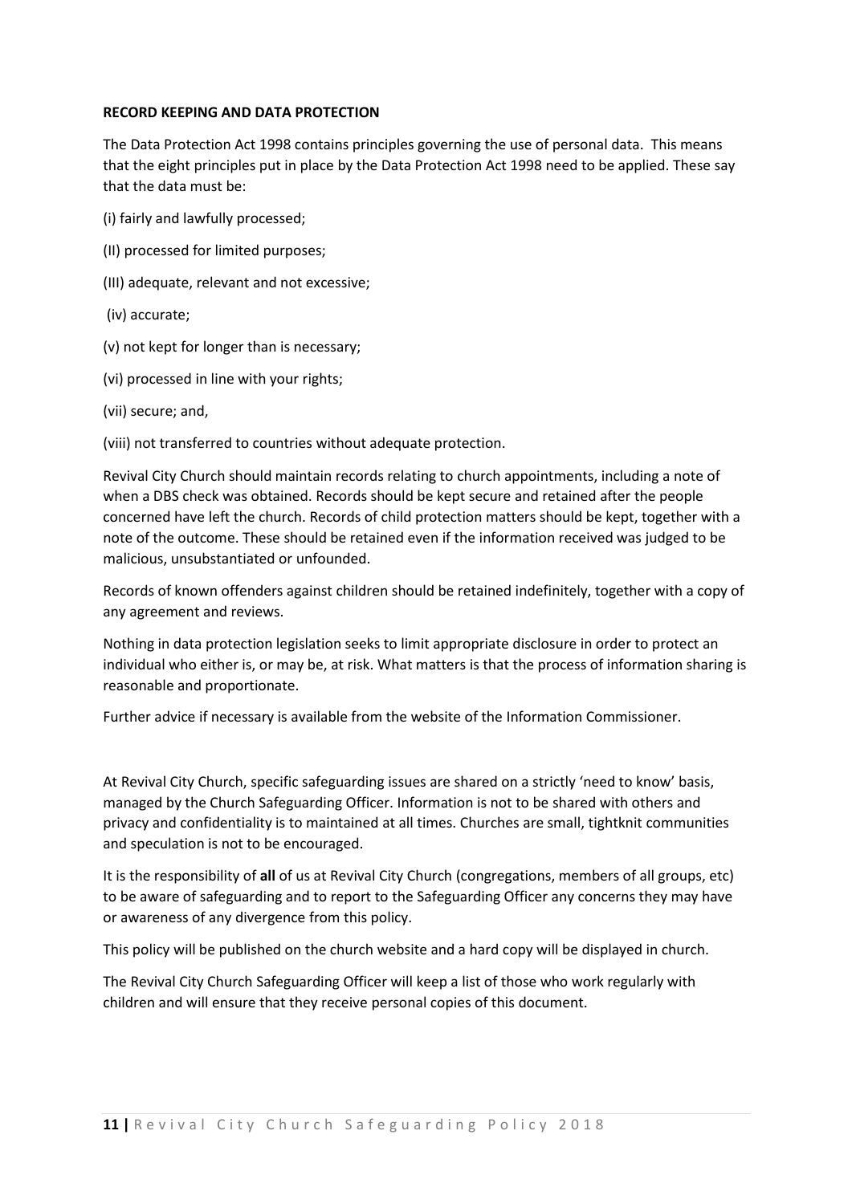**RECORD KEEPING AND DATA PROTECTION**

The Data Protection Act 1998 contains principles governing the use of personal data. This means that the eight principles put in place by the Data Protection Act 1998 need to be applied. These say that the data must be:

(i) fairly and lawfully processed;

(II) processed for limited purposes;

(III) adequate, relevant and not excessive;

(iv) accurate;

(v) not kept for longer than is necessary;

(vi) processed in line with your rights;

(vii) secure; and,

(viii) not transferred to countries without adequate protection.

Revival City Church should maintain records relating to church appointments, including a note of when a DBS check was obtained. Records should be kept secure and retained after the people concerned have left the church. Records of child protection matters should be kept, together with a note of the outcome. These should be retained even if the information received was judged to be malicious, unsubstantiated or unfounded.

Records of known offenders against children should be retained indefinitely, together with a copy of any agreement and reviews.

Nothing in data protection legislation seeks to limit appropriate disclosure in order to protect an individual who either is, or may be, at risk. What matters is that the process of information sharing is reasonable and proportionate.

Further advice if necessary is available from the website of the Information Commissioner.

At Revival City Church, specific safeguarding issues are shared on a strictly 'need to know' basis, managed by the Church Safeguarding Officer. Information is not to be shared with others and privacy and confidentiality is to maintained at all times. Churches are small, tightknit communities and speculation is not to be encouraged.

It is the responsibility of **all** of us at Revival City Church (congregations, members of all groups, etc) to be aware of safeguarding and to report to the Safeguarding Officer any concerns they may have or awareness of any divergence from this policy.

This policy will be published on the church website and a hard copy will be displayed in church.

The Revival City Church Safeguarding Officer will keep a list of those who work regularly with children and will ensure that they receive personal copies of this document.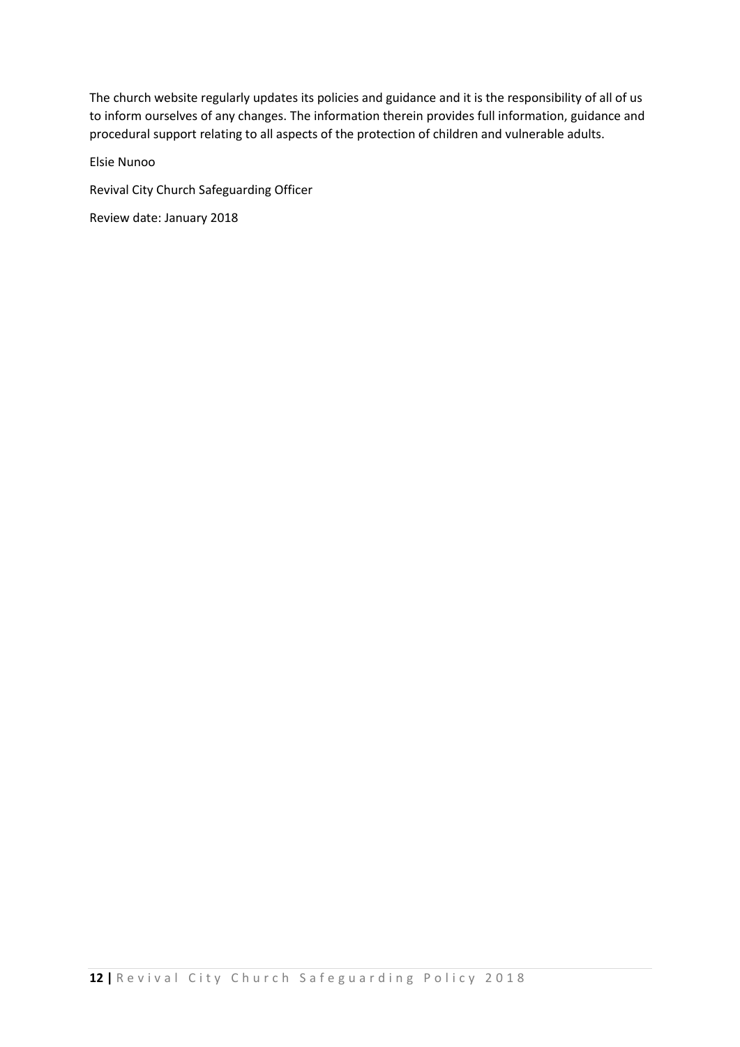The church website regularly updates its policies and guidance and it is the responsibility of all of us to inform ourselves of any changes. The information therein provides full information, guidance and procedural support relating to all aspects of the protection of children and vulnerable adults.

Elsie Nunoo

Revival City Church Safeguarding Officer

Review date: January 2018